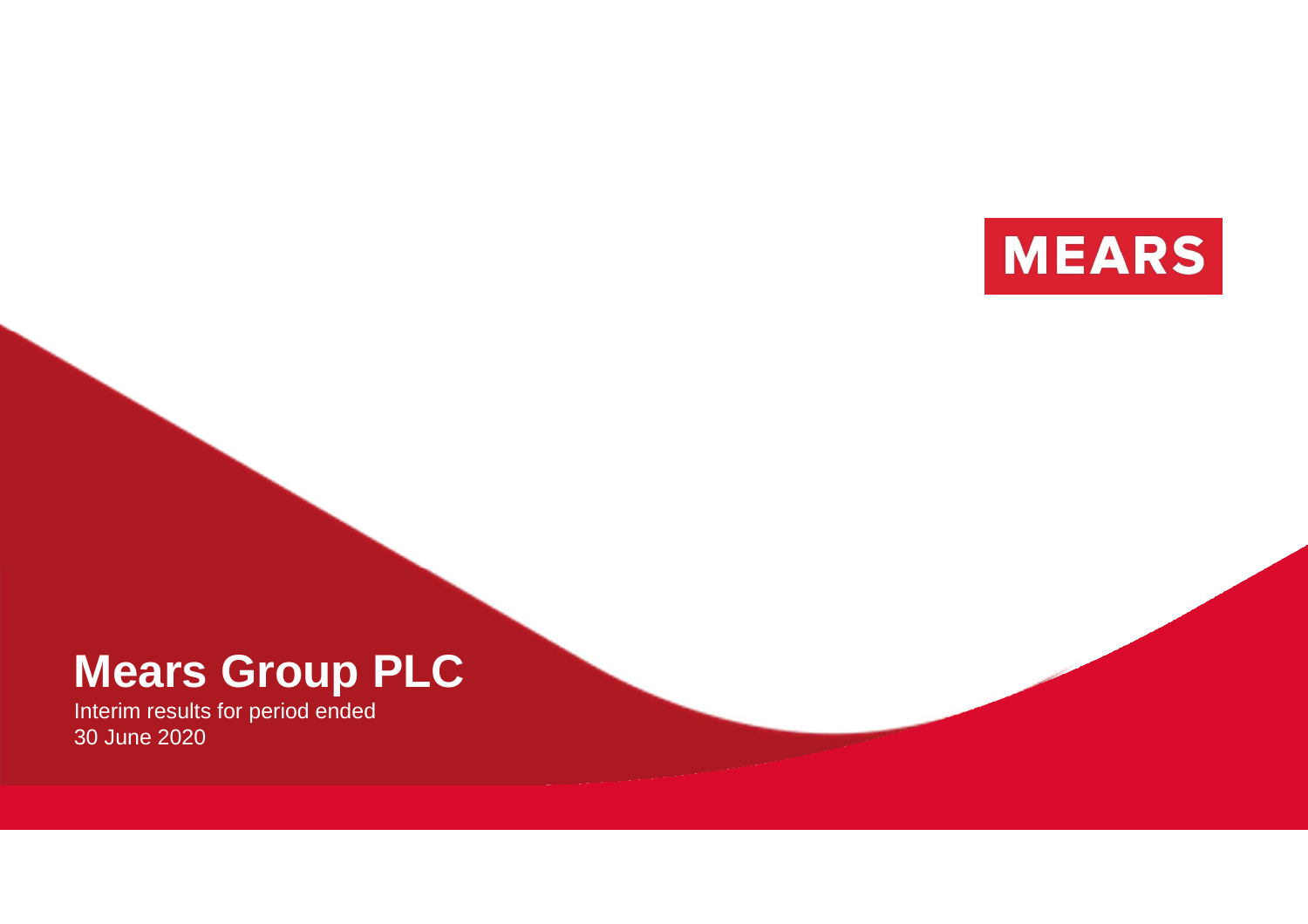MEARS

# Mears Group PLC

Interim results for period ended
30 June 2020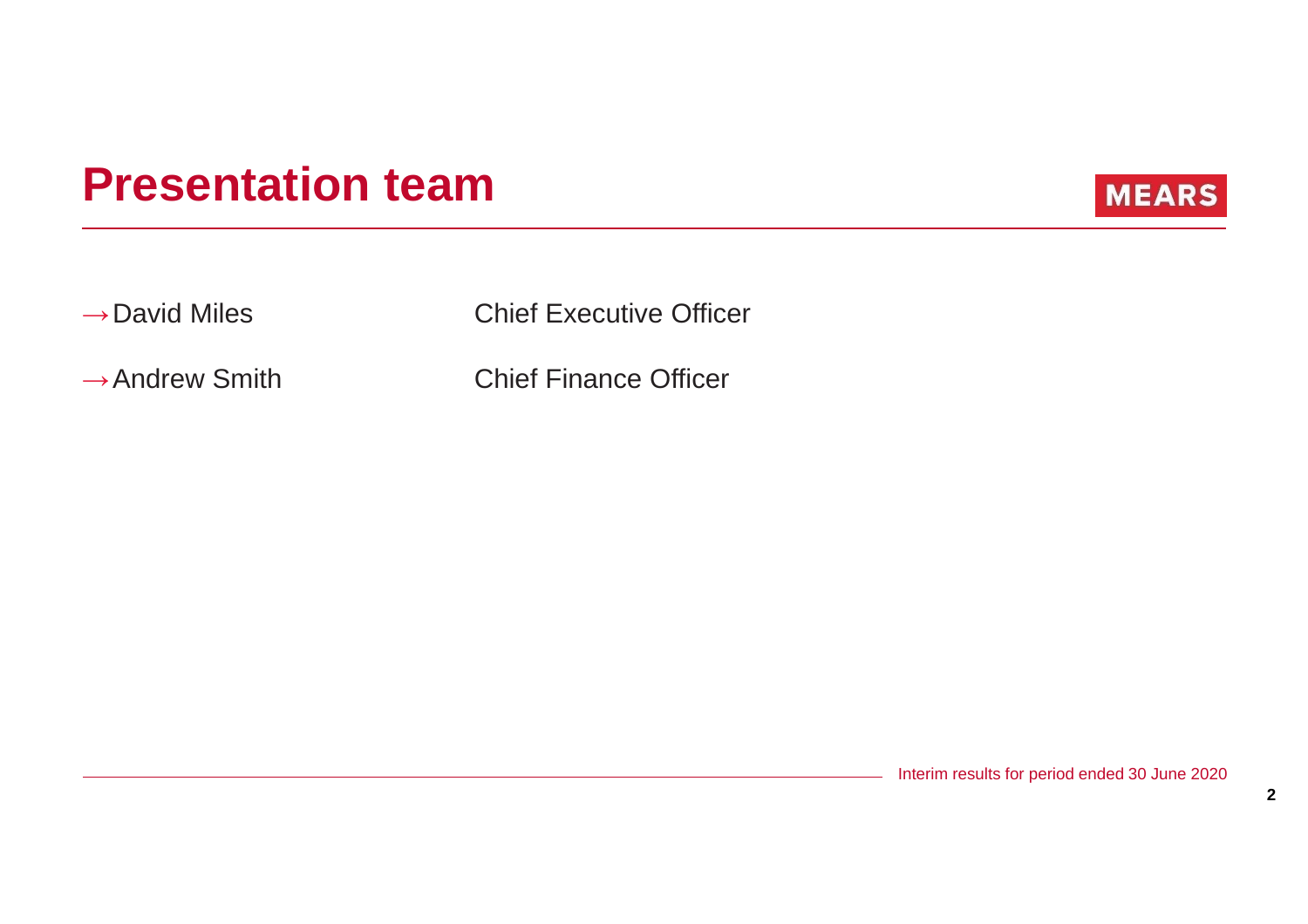# Presentation team

| | |
|---|---|
| →David Miles | Chief Executive Officer |
| →Andrew Smith | Chief Finance Officer |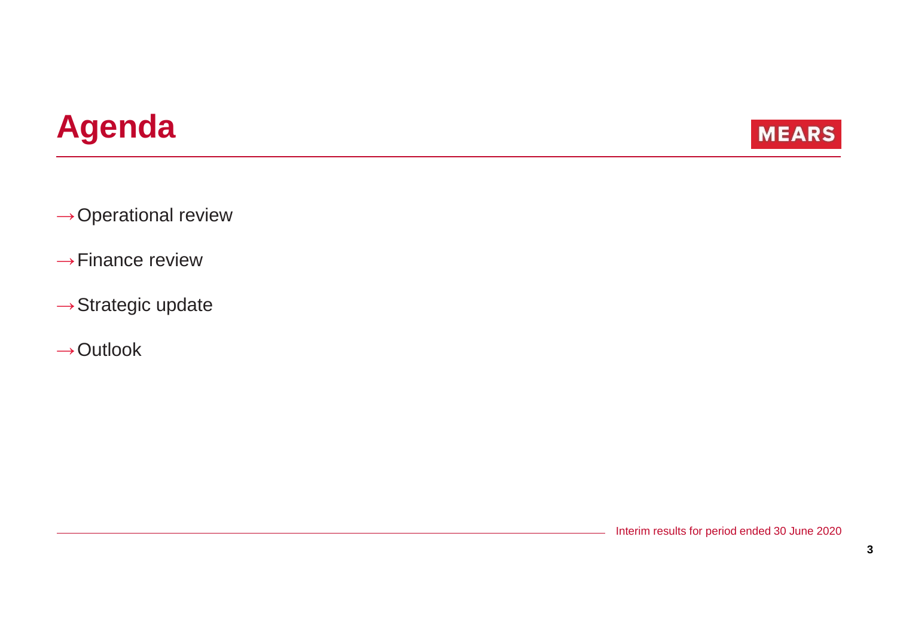# Agenda

→ Operational review

→ Finance review

→ Strategic update

→ Outlook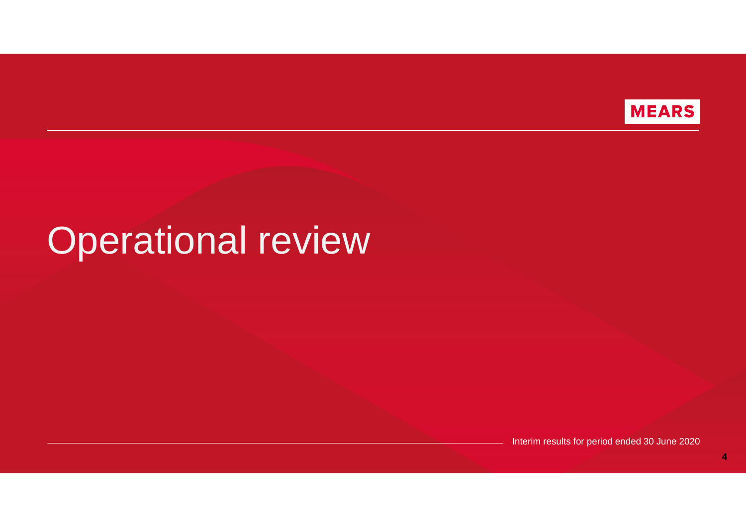# Operational review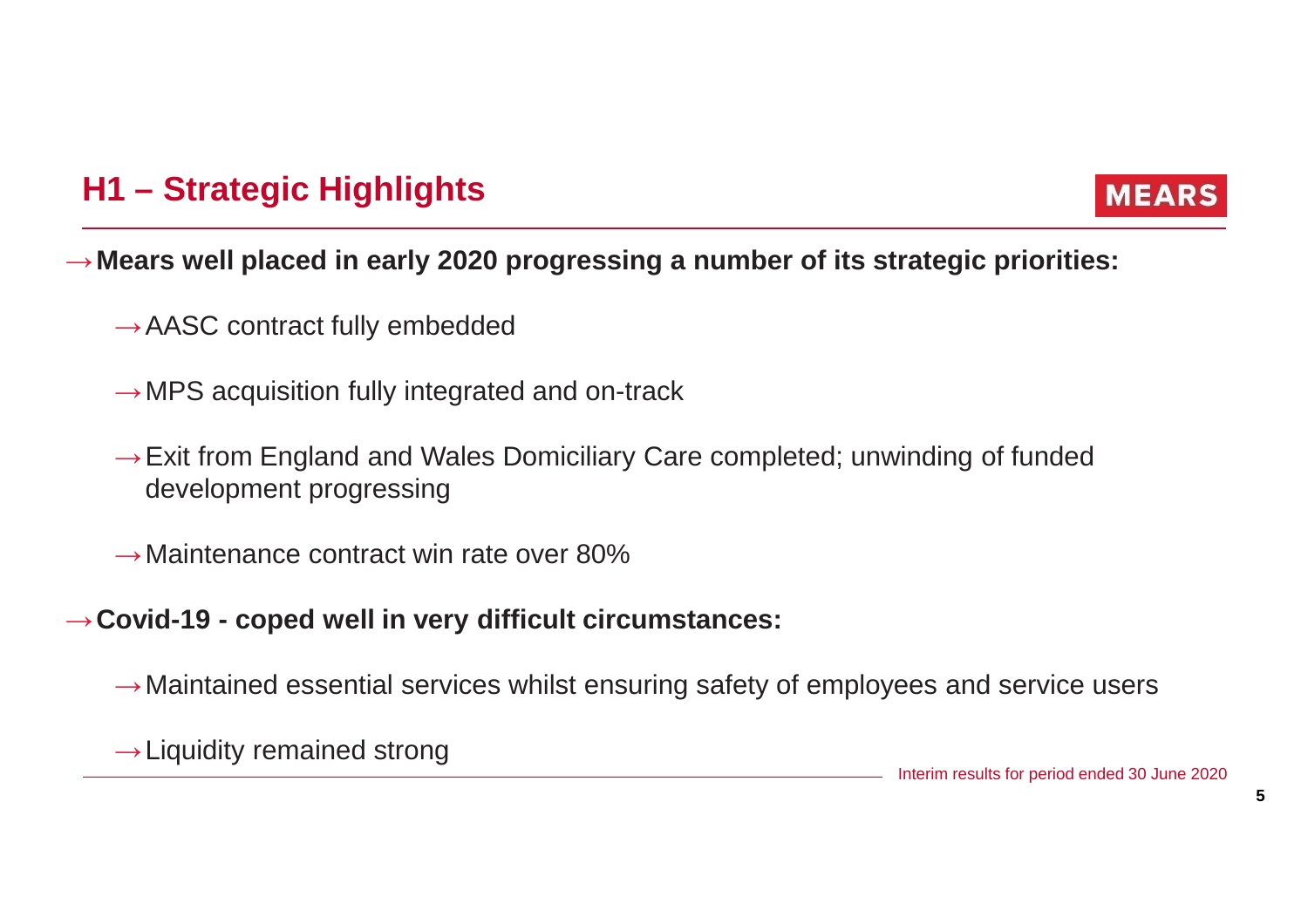## H1 – Strategic Highlights

MEARS

- **Mears well placed in early 2020 progressing a number of its strategic priorities:**
  - AASC contract fully embedded
  - MPS acquisition fully integrated and on-track
  - Exit from England and Wales Domiciliary Care completed; unwinding of funded development progressing
  - Maintenance contract win rate over 80%
- **Covid-19 - coped well in very difficult circumstances:**
  - Maintained essential services whilst ensuring safety of employees and service users
  - Liquidity remained strong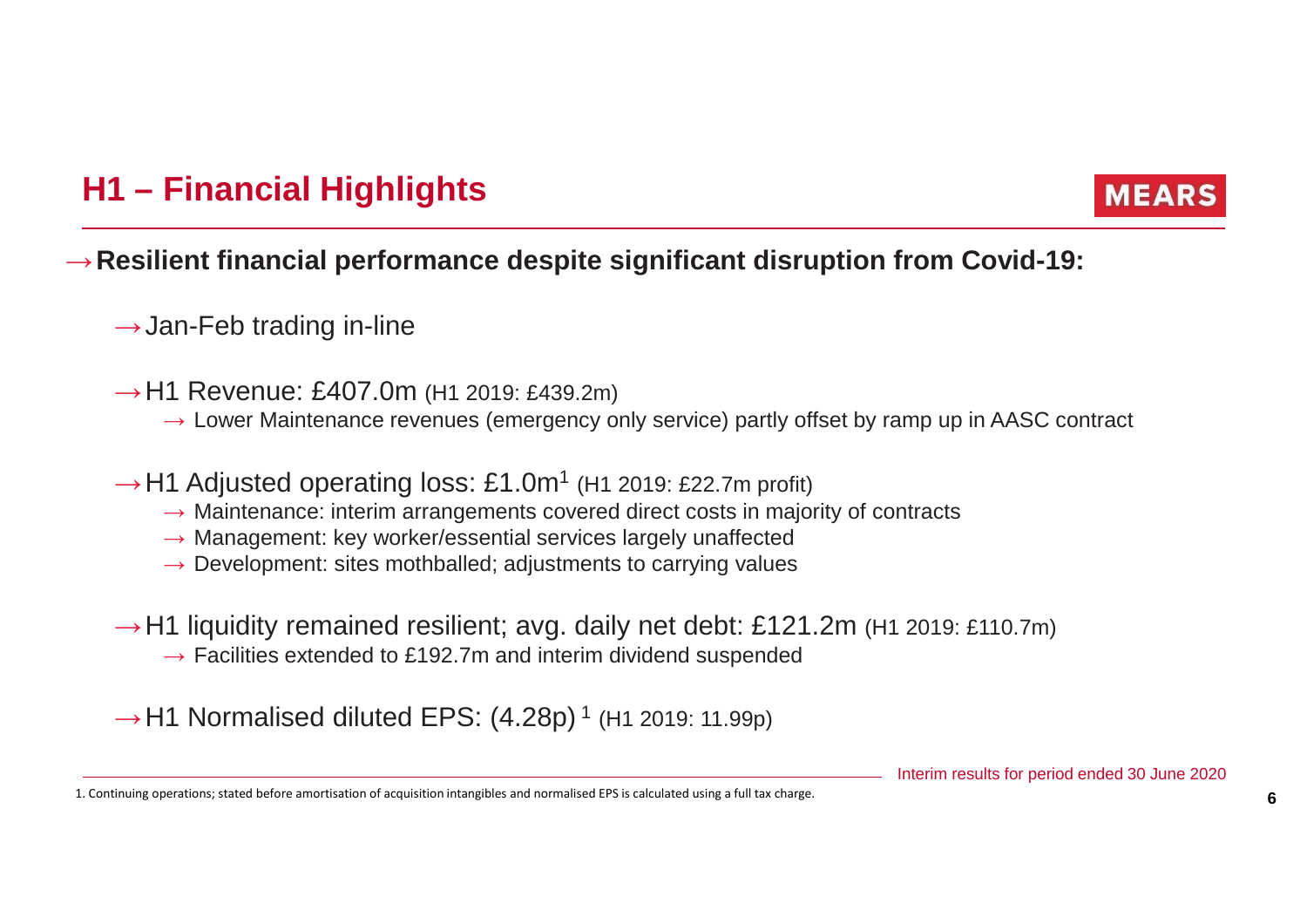## H1 – Financial Highlights

MEARS

→ **Resilient financial performance despite significant disruption from Covid-19:**

- → Jan-Feb trading in-line
- → H1 Revenue: £407.0m (H1 2019: £439.2m)
  - → Lower Maintenance revenues (emergency only service) partly offset by ramp up in AASC contract
- → H1 Adjusted operating loss: £1.0m[1] (H1 2019: £22.7m profit)
  - → Maintenance: interim arrangements covered direct costs in majority of contracts
  - → Management: key worker/essential services largely unaffected
  - → Development: sites mothballed; adjustments to carrying values
- → H1 liquidity remained resilient; avg. daily net debt: £121.2m (H1 2019: £110.7m)
  - → Facilities extended to £192.7m and interim dividend suspended
- → H1 Normalised diluted EPS: (4.28p) [1] (H1 2019: 11.99p)

Interim results for period ended 30 June 2020

1. Continuing operations; stated before amortisation of acquisition intangibles and normalised EPS is calculated using a full tax charge.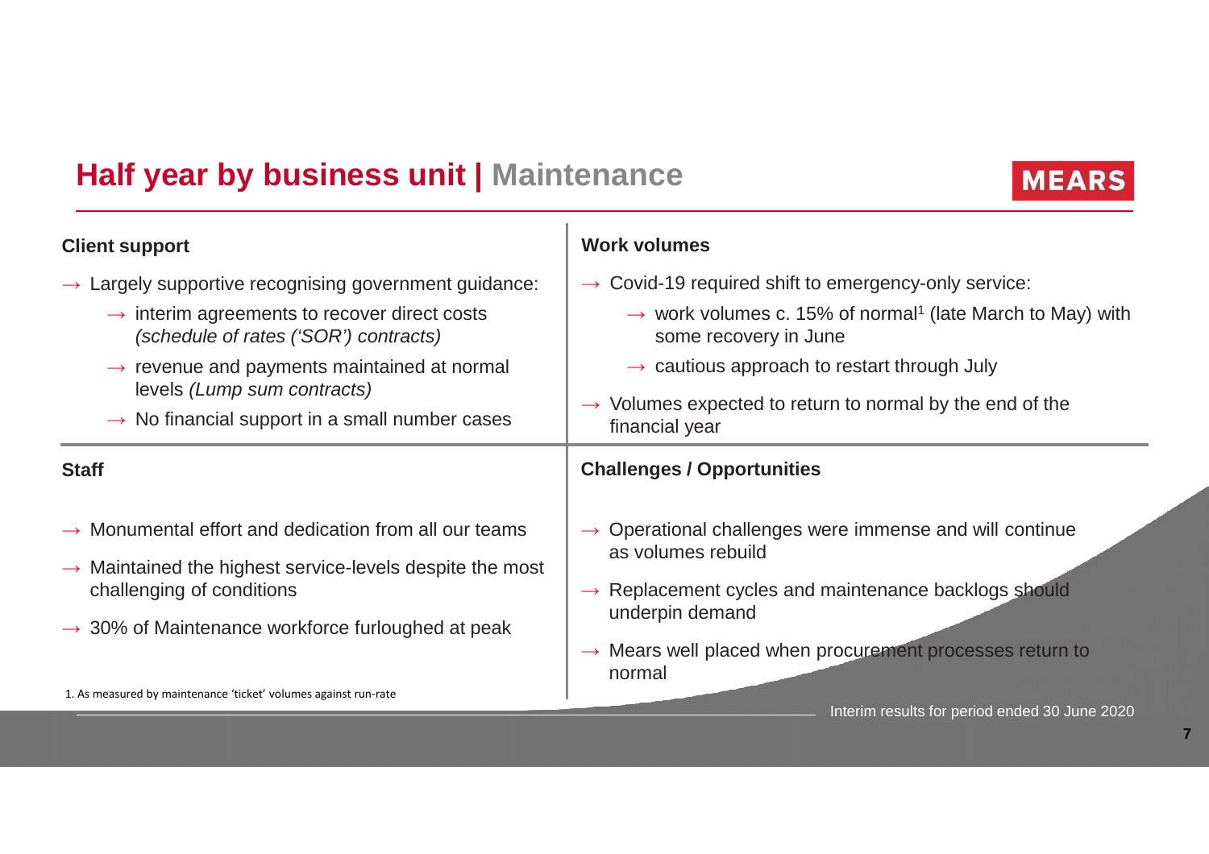# Half year by business unit | Maintenance

## Client support

- Largely supportive recognising government guidance:
  - interim agreements to recover direct costs *(schedule of rates ('SOR') contracts)*
  - revenue and payments maintained at normal levels *(Lump sum contracts)*
  - No financial support in a small number cases

## Work volumes

- Covid-19 required shift to emergency-only service:
  - work volumes c. 15% of normal[1] (late March to May) with some recovery in June
  - cautious approach to restart through July
- Volumes expected to return to normal by the end of the financial year

## Staff

- Monumental effort and dedication from all our teams
- Maintained the highest service-levels despite the most challenging of conditions
- 30% of Maintenance workforce furloughed at peak

## Challenges / Opportunities

- Operational challenges were immense and will continue as volumes rebuild
- Replacement cycles and maintenance backlogs should underpin demand
- Mears well placed when procurement processes return to normal

1. As measured by maintenance 'ticket' volumes against run-rate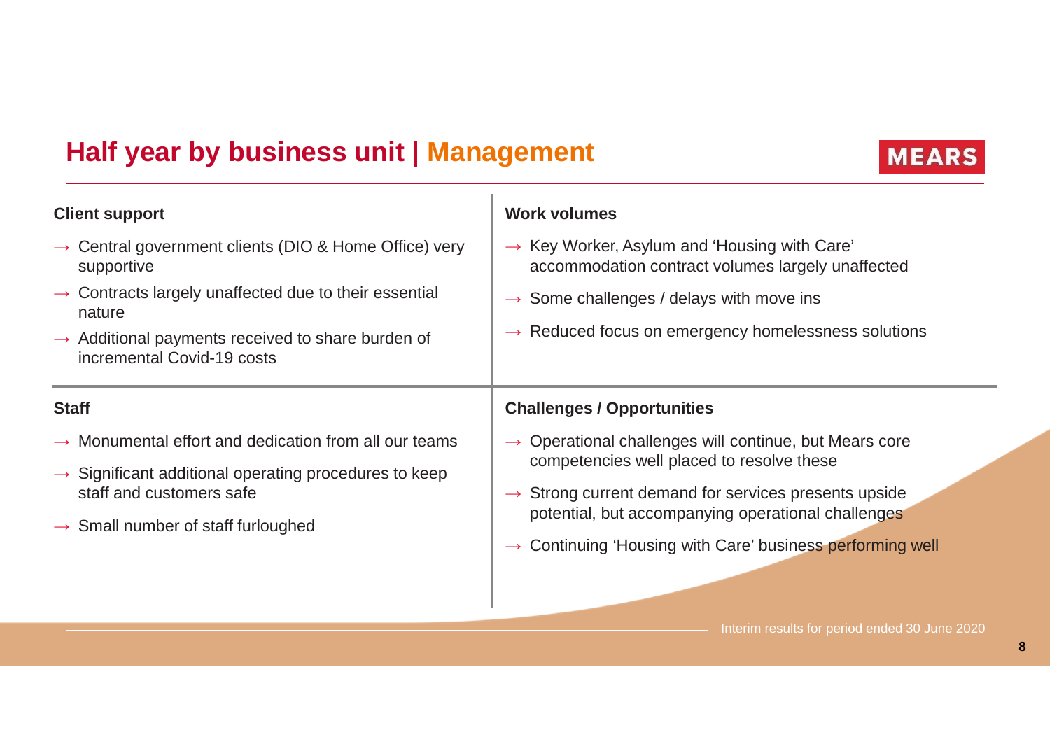# Half year by business unit | Management

## Client support

- → Central government clients (DIO & Home Office) very supportive
- → Contracts largely unaffected due to their essential nature
- → Additional payments received to share burden of incremental Covid-19 costs

## Work volumes

- → Key Worker, Asylum and 'Housing with Care' accommodation contract volumes largely unaffected
- → Some challenges / delays with move ins
- → Reduced focus on emergency homelessness solutions

## Staff

- → Monumental effort and dedication from all our teams
- → Significant additional operating procedures to keep staff and customers safe
- → Small number of staff furloughed

## Challenges / Opportunities

- → Operational challenges will continue, but Mears core competencies well placed to resolve these
- → Strong current demand for services presents upside potential, but accompanying operational challenges
- → Continuing 'Housing with Care' business performing well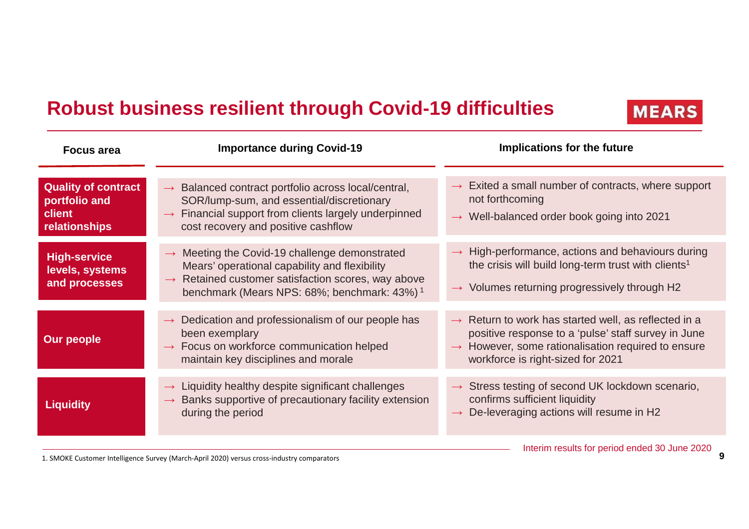# Robust business resilient through Covid-19 difficulties

| Focus area | Importance during Covid-19 | Implications for the future |
| --- | --- | --- |
| **Quality of contract portfolio and client relationships** | → Balanced contract portfolio across local/central, SOR/lump-sum, and essential/discretionary<br>→ Financial support from clients largely underpinned cost recovery and positive cashflow | → Exited a small number of contracts, where support not forthcoming<br>→ Well-balanced order book going into 2021 |
| **High-service levels, systems and processes** | → Meeting the Covid-19 challenge demonstrated Mears' operational capability and flexibility<br>→ Retained customer satisfaction scores, way above benchmark (Mears NPS: 68%; benchmark: 43%) [1] | → High-performance, actions and behaviours during the crisis will build long-term trust with clients[1]<br>→ Volumes returning progressively through H2 |
| **Our people** | → Dedication and professionalism of our people has been exemplary<br>→ Focus on workforce communication helped maintain key disciplines and morale | → Return to work has started well, as reflected in a positive response to a 'pulse' staff survey in June<br>→ However, some rationalisation required to ensure workforce is right-sized for 2021 |
| **Liquidity** | → Liquidity healthy despite significant challenges<br>→ Banks supportive of precautionary facility extension during the period | → Stress testing of second UK lockdown scenario, confirms sufficient liquidity<br>→ De-leveraging actions will resume in H2 |

1. SMOKE Customer Intelligence Survey (March-April 2020) versus cross-industry comparators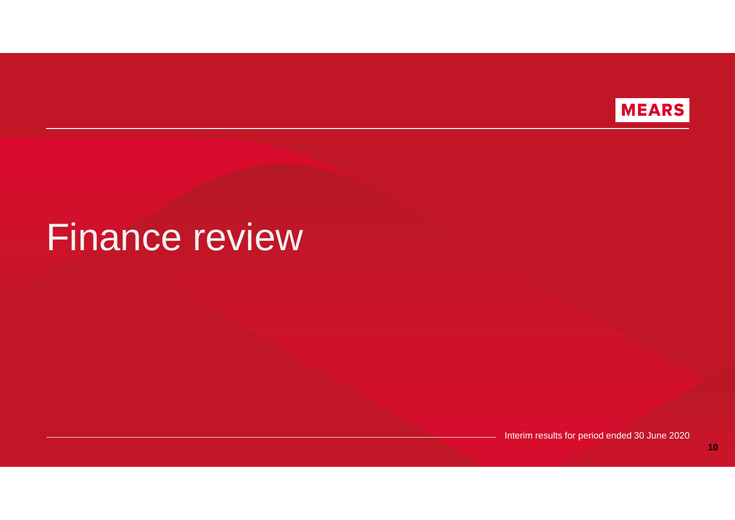# Finance review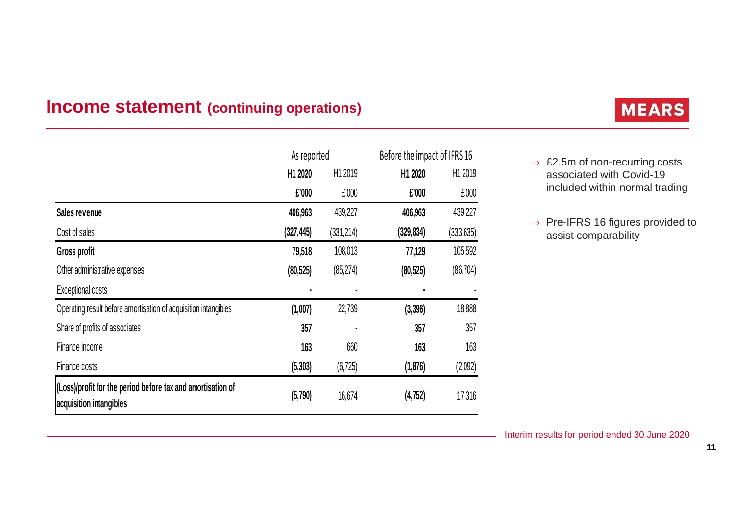# Income statement (continuing operations)

MEARS

| | As reported | | Before the impact of IFRS 16 | |
|---|---|---|---|---|
| | **H1 2020** | H1 2019 | **H1 2020** | H1 2019 |
| | **£'000** | £'000 | **£'000** | £'000 |
| **Sales revenue** | **406,963** | 439,227 | **406,963** | 439,227 |
| Cost of sales | **(327,445)** | (331,214) | **(329,834)** | (333,635) |
| **Gross profit** | **79,518** | 108,013 | **77,129** | 105,592 |
| Other administrative expenses | **(80,525)** | (85,274) | **(80,525)** | (86,704) |
| Exceptional costs | **-** | - | **-** | - |
| Operating result before amortisation of acquisition intangibles | **(1,007)** | 22,739 | **(3,396)** | 18,888 |
| Share of profits of associates | **357** | - | **357** | 357 |
| Finance income | **163** | 660 | **163** | 163 |
| Finance costs | **(5,303)** | (6,725) | **(1,876)** | (2,092) |
| **(Loss)/profit for the period before tax and amortisation of acquisition intangibles** | **(5,790)** | 16,674 | **(4,752)** | 17,316 |

- → £2.5m of non-recurring costs associated with Covid-19 included within normal trading
- → Pre-IFRS 16 figures provided to assist comparability

Interim results for period ended 30 June 2020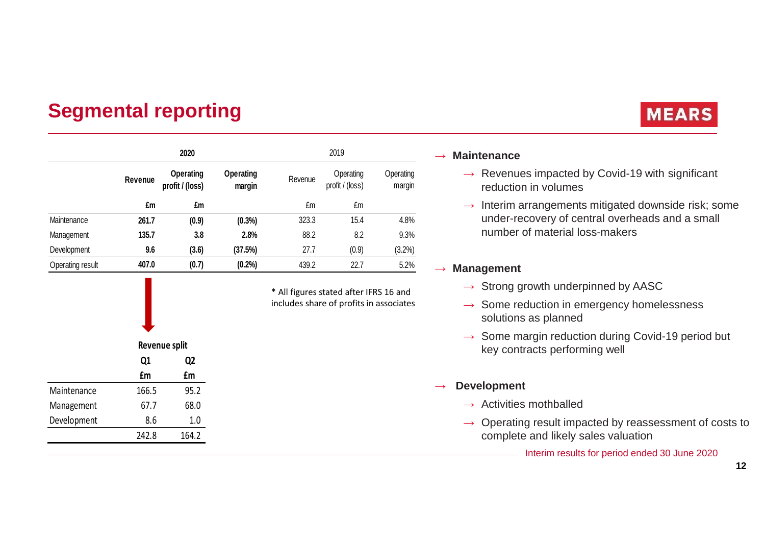# Segmental reporting

| | 2020 | | | 2019 | | |
|---|---|---|---|---|---|---|
| | **Revenue** | **Operating profit / (loss)** | **Operating margin** | Revenue | Operating profit / (loss) | Operating margin |
| | **£m** | **£m** | | £m | £m | |
| Maintenance | **261.7** | **(0.9)** | **(0.3%)** | 323.3 | 15.4 | 4.8% |
| Management | **135.7** | **3.8** | **2.8%** | 88.2 | 8.2 | 9.3% |
| Development | **9.6** | **(3.6)** | **(37.5%)** | 27.7 | (0.9) | (3.2%) |
| Operating result | **407.0** | **(0.7)** | **(0.2%)** | 439.2 | 22.7 | 5.2% |

* All figures stated after IFRS 16 and includes share of profits in associates

| | **Revenue split** | |
|---|---|---|
| | **Q1** | **Q2** |
| | **£m** | **£m** |
| Maintenance | 166.5 | 95.2 |
| Management | 67.7 | 68.0 |
| Development | 8.6 | 1.0 |
| | 242.8 | 164.2 |

→ **Maintenance**
- → Revenues impacted by Covid-19 with significant reduction in volumes
- → Interim arrangements mitigated downside risk; some under-recovery of central overheads and a small number of material loss-makers

→ **Management**
- → Strong growth underpinned by AASC
- → Some reduction in emergency homelessness solutions as planned
- → Some margin reduction during Covid-19 period but key contracts performing well

→ **Development**
- → Activities mothballed
- → Operating result impacted by reassessment of costs to complete and likely sales valuation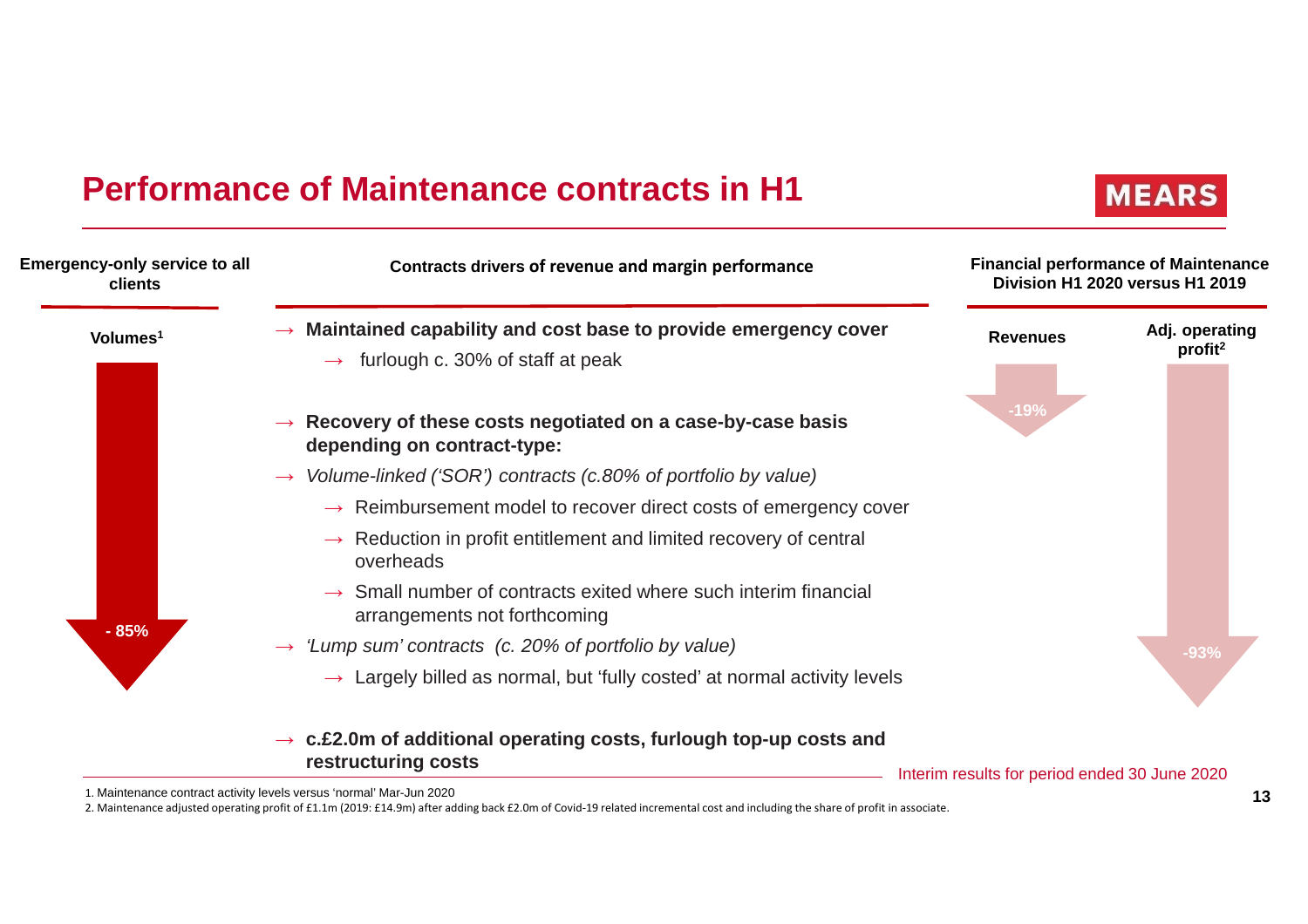# Performance of Maintenance contracts in H1

**Emergency-only service to all clients**

**Volumes[1]**

- 85%

**Contracts drivers of revenue and margin performance**

- **Maintained capability and cost base to provide emergency cover**
  - furlough c. 30% of staff at peak
- **Recovery of these costs negotiated on a case-by-case basis depending on contract-type:**
- *Volume-linked ('SOR') contracts (c.80% of portfolio by value)*
  - Reimbursement model to recover direct costs of emergency cover
  - Reduction in profit entitlement and limited recovery of central overheads
  - Small number of contracts exited where such interim financial arrangements not forthcoming
- *'Lump sum' contracts (c. 20% of portfolio by value)*
  - Largely billed as normal, but 'fully costed' at normal activity levels
- **c.£2.0m of additional operating costs, furlough top-up costs and restructuring costs**

**Financial performance of Maintenance Division H1 2020 versus H1 2019**

| Revenues | Adj. operating profit[2] |
|---|---|
| -19% | -93% |

Interim results for period ended 30 June 2020

1. Maintenance contract activity levels versus 'normal' Mar-Jun 2020
2. Maintenance adjusted operating profit of £1.1m (2019: £14.9m) after adding back £2.0m of Covid-19 related incremental cost and including the share of profit in associate.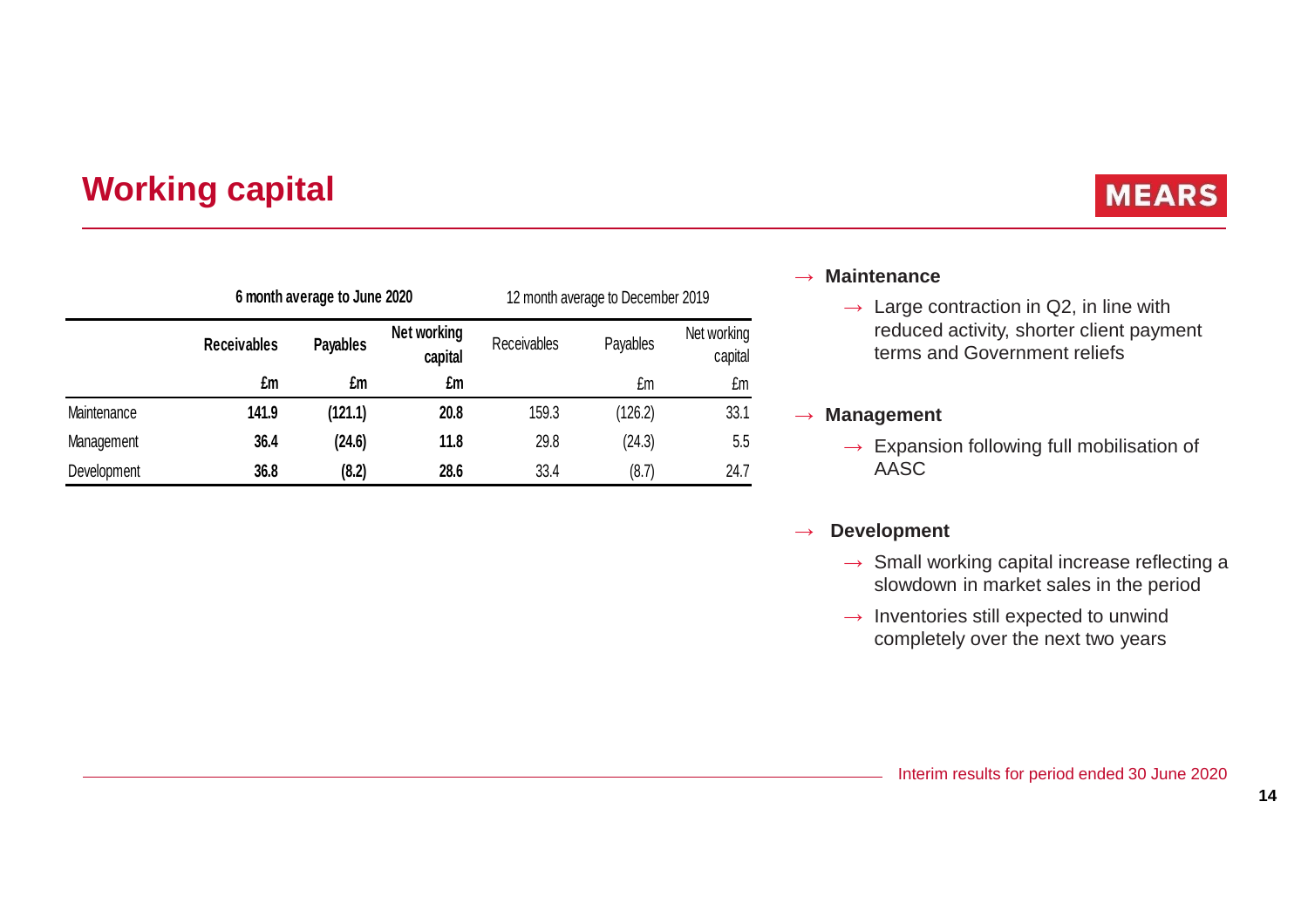# Working capital

MEARS

| | 6 month average to June 2020 | | | 12 month average to December 2019 | | |
|---|---|---|---|---|---|---|
| | **Receivables** | **Payables** | **Net working capital** | Receivables | Payables | Net working capital |
| | **£m** | **£m** | **£m** | | £m | £m |
| Maintenance | **141.9** | **(121.1)** | **20.8** | 159.3 | (126.2) | 33.1 |
| Management | **36.4** | **(24.6)** | **11.8** | 29.8 | (24.3) | 5.5 |
| Development | **36.8** | **(8.2)** | **28.6** | 33.4 | (8.7) | 24.7 |

- **Maintenance**
  - Large contraction in Q2, in line with reduced activity, shorter client payment terms and Government reliefs
- **Management**
  - Expansion following full mobilisation of AASC
- **Development**
  - Small working capital increase reflecting a slowdown in market sales in the period
  - Inventories still expected to unwind completely over the next two years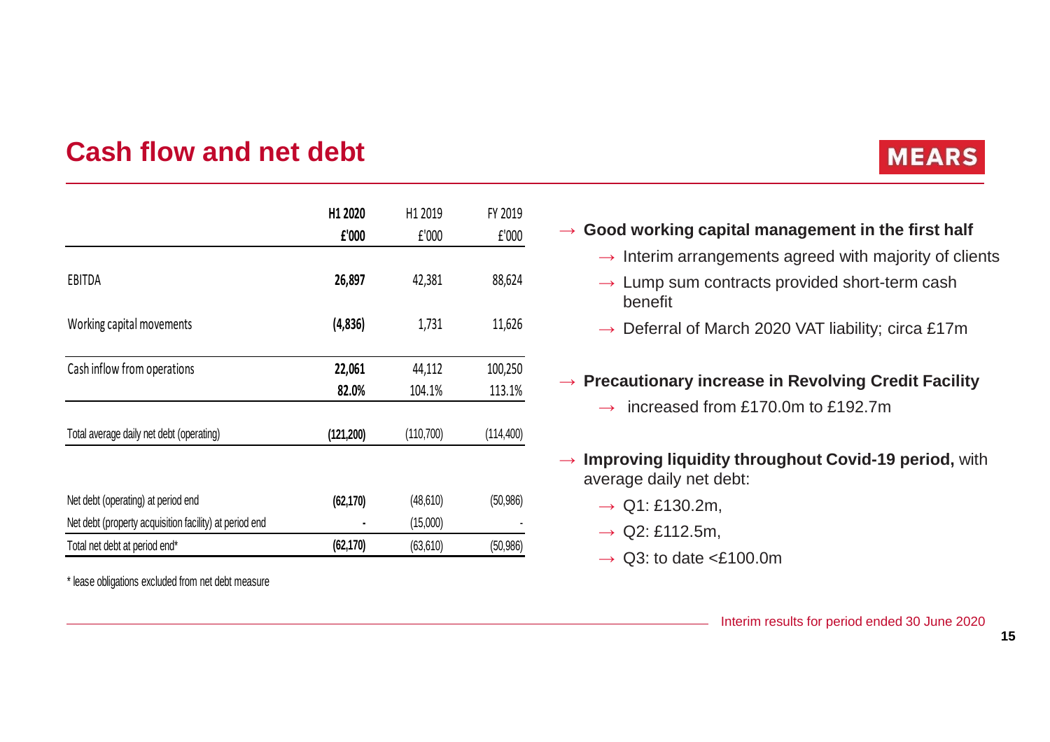# Cash flow and net debt

MEARS

| | H1 2020<br>£'000 | H1 2019<br>£'000 | FY 2019<br>£'000 |
|---|---|---|---|
| EBITDA | **26,897** | 42,381 | 88,624 |
| Working capital movements | **(4,836)** | 1,731 | 11,626 |
| Cash inflow from operations | **22,061** | 44,112 | 100,250 |
| | **82.0%** | 104.1% | 113.1% |
| Total average daily net debt (operating) | **(121,200)** | (110,700) | (114,400) |
| Net debt (operating) at period end | **(62,170)** | (48,610) | (50,986) |
| Net debt (property acquisition facility) at period end | **-** | (15,000) | - |
| Total net debt at period end* | **(62,170)** | (63,610) | (50,986) |

\* lease obligations excluded from net debt measure

- **Good working capital management in the first half**
  - Interim arrangements agreed with majority of clients
  - Lump sum contracts provided short-term cash benefit
  - Deferral of March 2020 VAT liability; circa £17m
- **Precautionary increase in Revolving Credit Facility**
  - increased from £170.0m to £192.7m
- **Improving liquidity throughout Covid-19 period,** with average daily net debt:
  - Q1: £130.2m,
  - Q2: £112.5m,
  - Q3: to date <£100.0m

Interim results for period ended 30 June 2020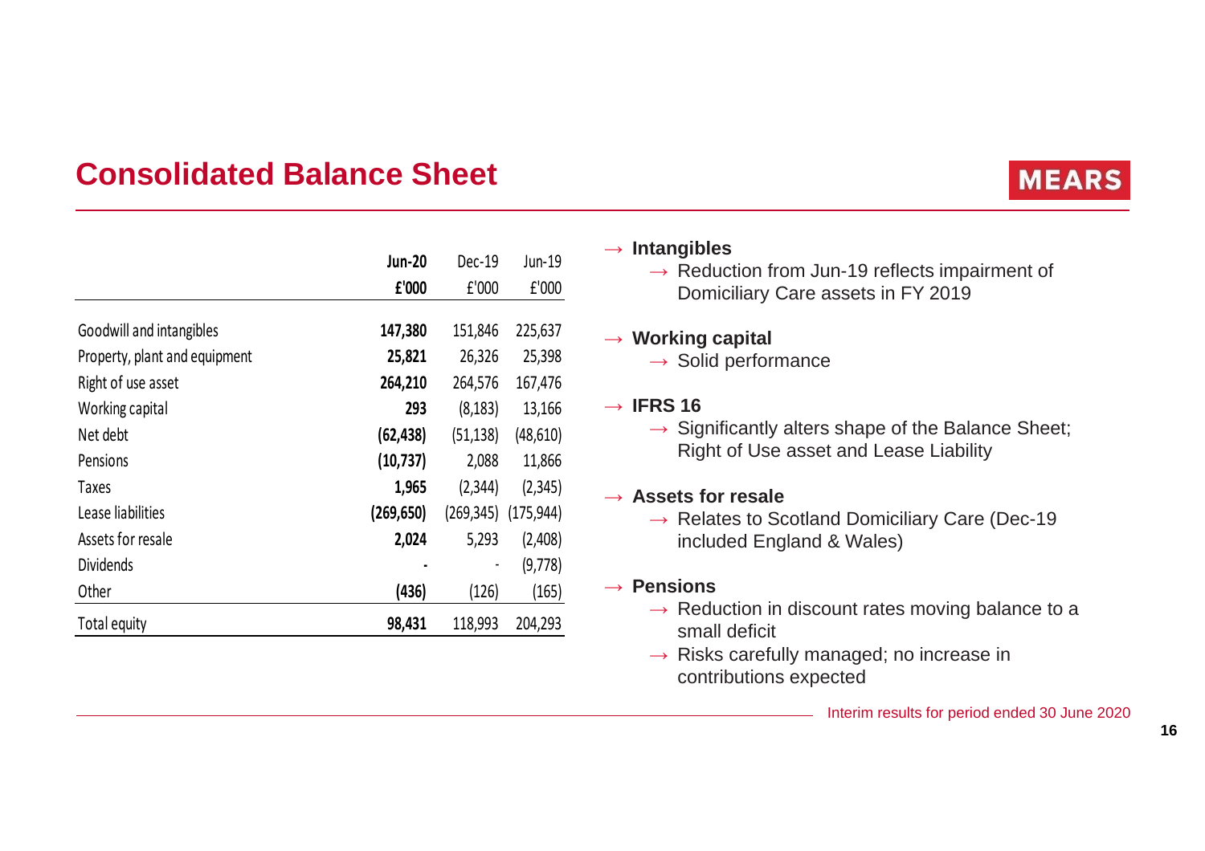# Consolidated Balance Sheet

MEARS

| | Jun-20 | Dec-19 | Jun-19 |
|---|---|---|---|
| | £'000 | £'000 | £'000 |
| Goodwill and intangibles | **147,380** | 151,846 | 225,637 |
| Property, plant and equipment | **25,821** | 26,326 | 25,398 |
| Right of use asset | **264,210** | 264,576 | 167,476 |
| Working capital | **293** | (8,183) | 13,166 |
| Net debt | **(62,438)** | (51,138) | (48,610) |
| Pensions | **(10,737)** | 2,088 | 11,866 |
| Taxes | **1,965** | (2,344) | (2,345) |
| Lease liabilities | **(269,650)** | (269,345) | (175,944) |
| Assets for resale | **2,024** | 5,293 | (2,408) |
| Dividends | **-** | - | (9,778) |
| Other | **(436)** | (126) | (165) |
| Total equity | **98,431** | 118,993 | 204,293 |

- **Intangibles**
  - Reduction from Jun-19 reflects impairment of Domiciliary Care assets in FY 2019
- **Working capital**
  - Solid performance
- **IFRS 16**
  - Significantly alters shape of the Balance Sheet; Right of Use asset and Lease Liability
- **Assets for resale**
  - Relates to Scotland Domiciliary Care (Dec-19 included England & Wales)
- **Pensions**
  - Reduction in discount rates moving balance to a small deficit
  - Risks carefully managed; no increase in contributions expected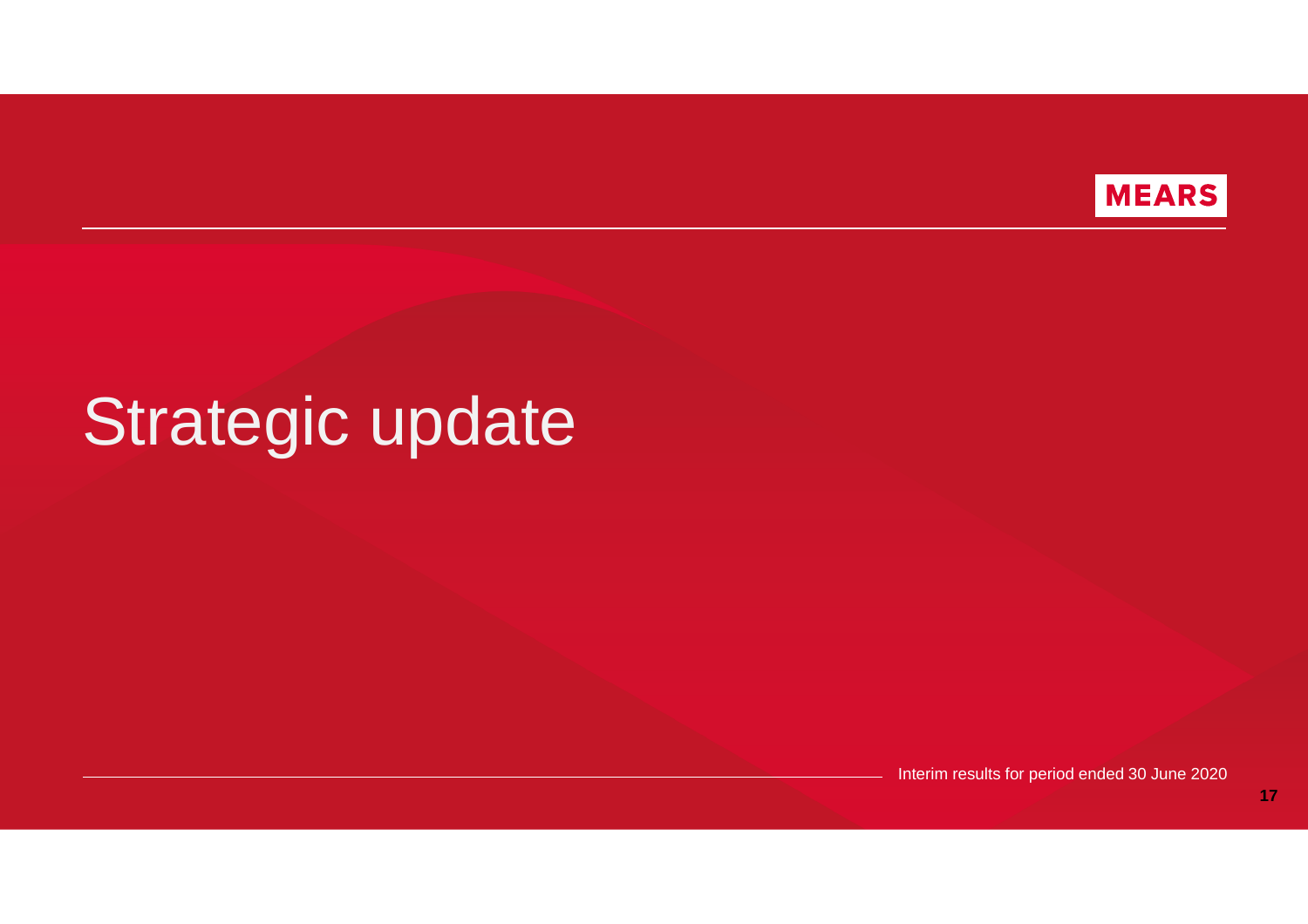# Strategic update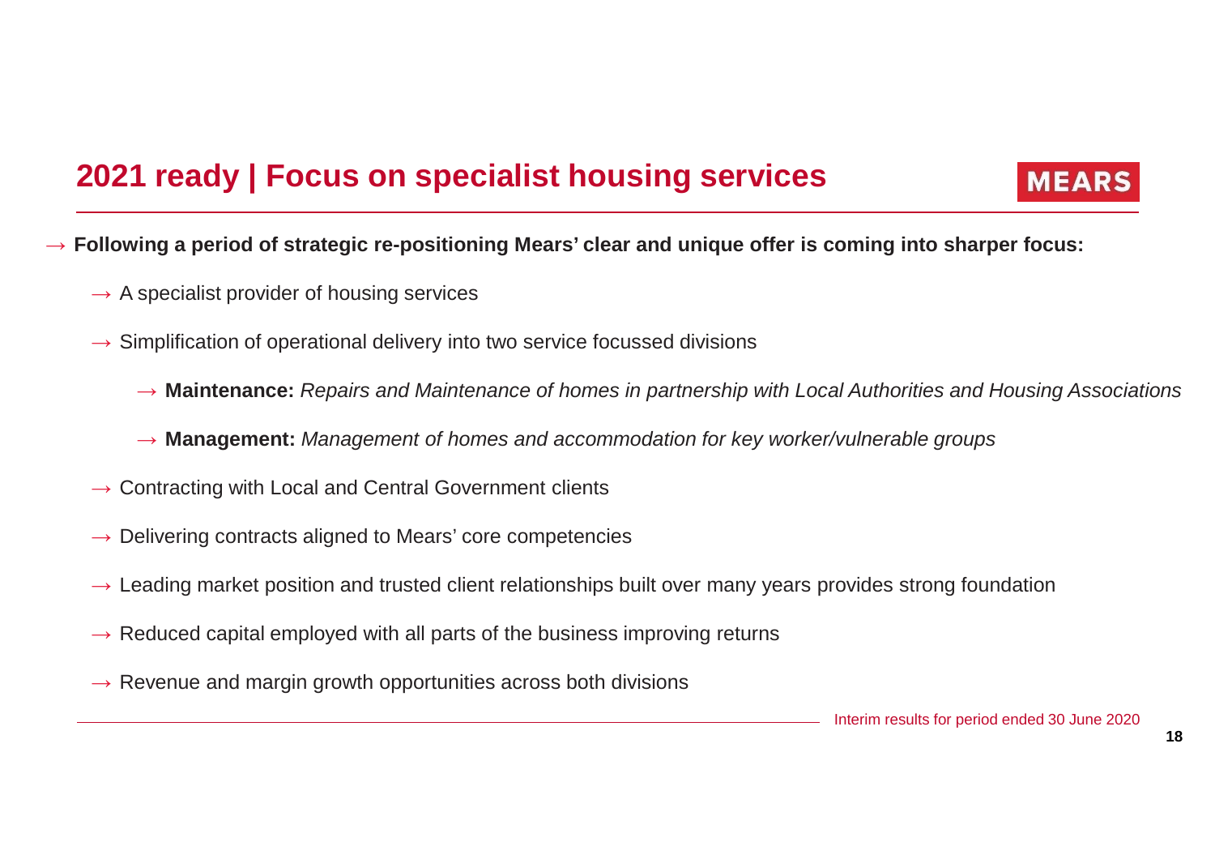## 2021 ready | Focus on specialist housing services

MEARS

→ **Following a period of strategic re-positioning Mears' clear and unique offer is coming into sharper focus:**

- → A specialist provider of housing services
- → Simplification of operational delivery into two service focussed divisions
  - → **Maintenance:** *Repairs and Maintenance of homes in partnership with Local Authorities and Housing Associations*
  - → **Management:** *Management of homes and accommodation for key worker/vulnerable groups*
- → Contracting with Local and Central Government clients
- → Delivering contracts aligned to Mears' core competencies
- → Leading market position and trusted client relationships built over many years provides strong foundation
- → Reduced capital employed with all parts of the business improving returns
- → Revenue and margin growth opportunities across both divisions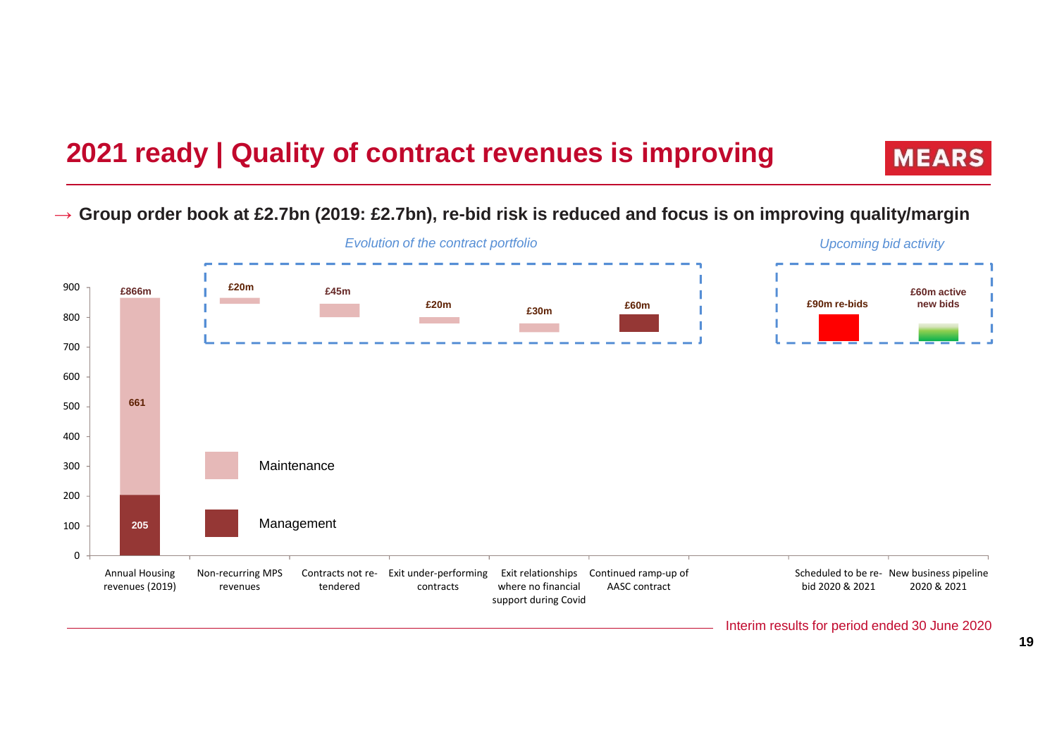# 2021 ready | Quality of contract revenues is improving

→ **Group order book at £2.7bn (2019: £2.7bn), re-bid risk is reduced and focus is on improving quality/margin**

*Evolution of the contract portfolio*

*Upcoming bid activity*

| | Annual Housing revenues (2019) | Non-recurring MPS revenues | Contracts not re-tendered | Exit under-performing contracts | Exit relationships where no financial support during Covid | Continued ramp-up of AASC contract | Scheduled to be re-bid 2020 & 2021 | New business pipeline 2020 & 2021 |
|---|---|---|---|---|---|---|---|---|
| Total | £866m | £20m | £45m | £20m | £30m | £60m | £90m re-bids | £60m active new bids |
| Maintenance | 661 | | | | | | | |
| Management | 205 | | | | | | | |

Interim results for period ended 30 June 2020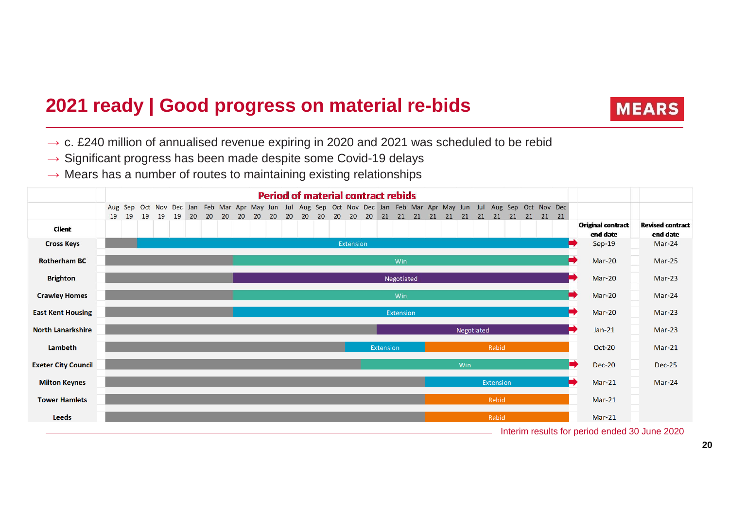# 2021 ready | Good progress on material re-bids

- c. £240 million of annualised revenue expiring in 2020 and 2021 was scheduled to be rebid
- Significant progress has been made despite some Covid-19 delays
- Mears has a number of routes to maintaining existing relationships

**Period of material contract rebids** (Aug 19 – Dec 21)

| Client | Status | Original contract end date | Revised contract end date |
|---|---|---|---|
| Cross Keys | Extension | Sep-19 | Mar-24 |
| Rotherham BC | Win | Mar-20 | Mar-25 |
| Brighton | Negotiated | Mar-20 | Mar-23 |
| Crawley Homes | Win | Mar-20 | Mar-24 |
| East Kent Housing | Extension | Mar-20 | Mar-23 |
| North Lanarkshire | Negotiated | Jan-21 | Mar-23 |
| Lambeth | Extension, Rebid | Oct-20 | Mar-21 |
| Exeter City Council | Win | Dec-20 | Dec-25 |
| Milton Keynes | Extension | Mar-21 | Mar-24 |
| Tower Hamlets | Rebid | Mar-21 | |
| Leeds | Rebid | Mar-21 | |

Interim results for period ended 30 June 2020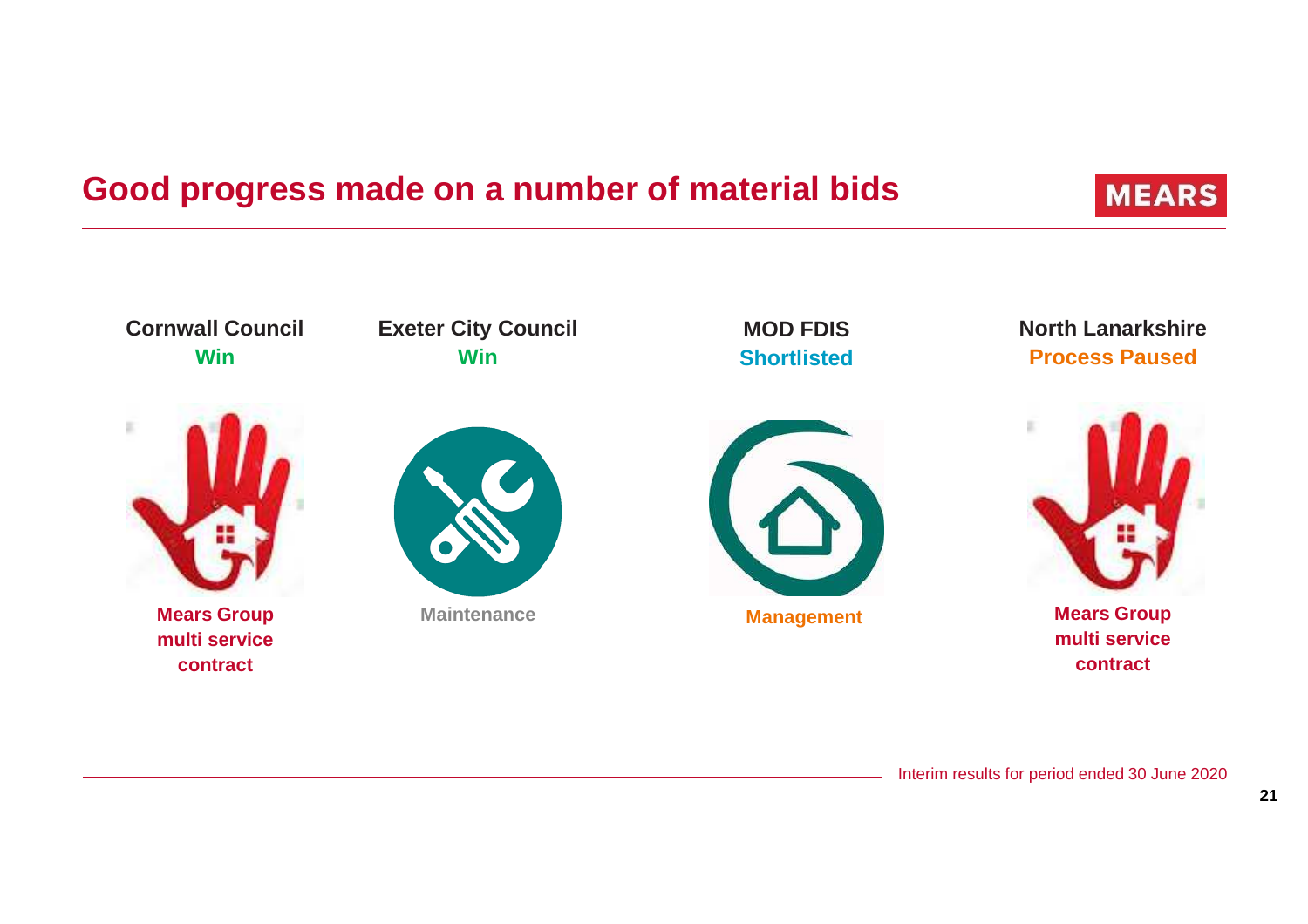# Good progress made on a number of material bids

MEARS

| Cornwall Council | Exeter City Council | MOD FDIS | North Lanarkshire |
|---|---|---|---|
| Win | Win | Shortlisted | Process Paused |
| Mears Group multi service contract | Maintenance | Management | Mears Group multi service contract |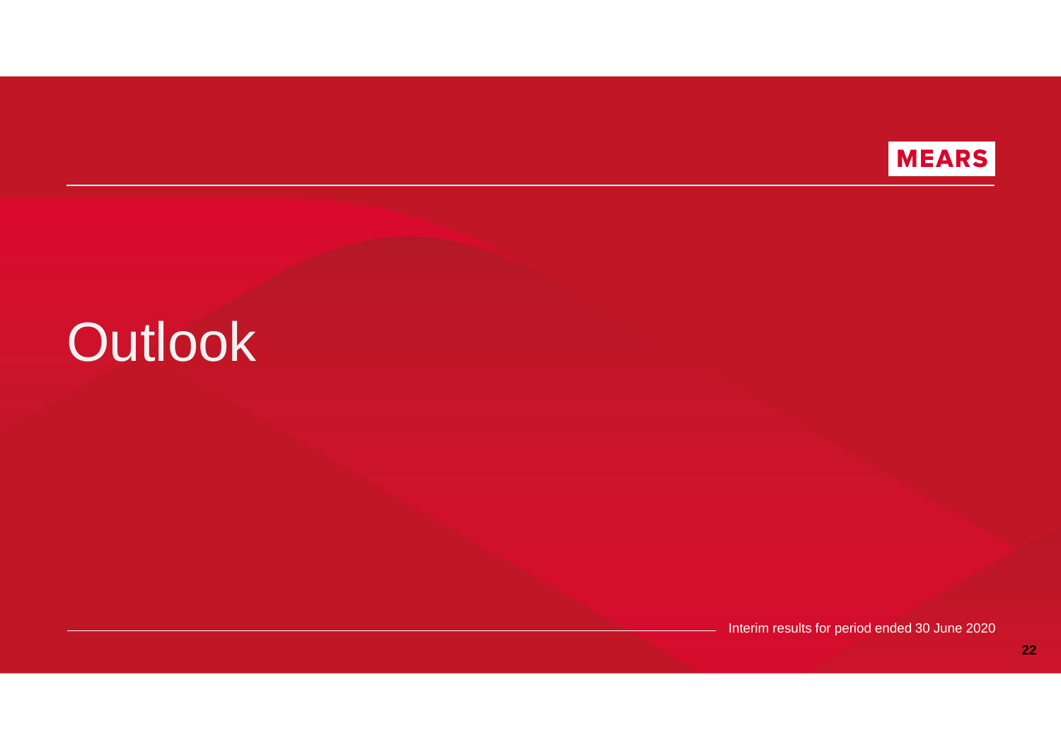# Outlook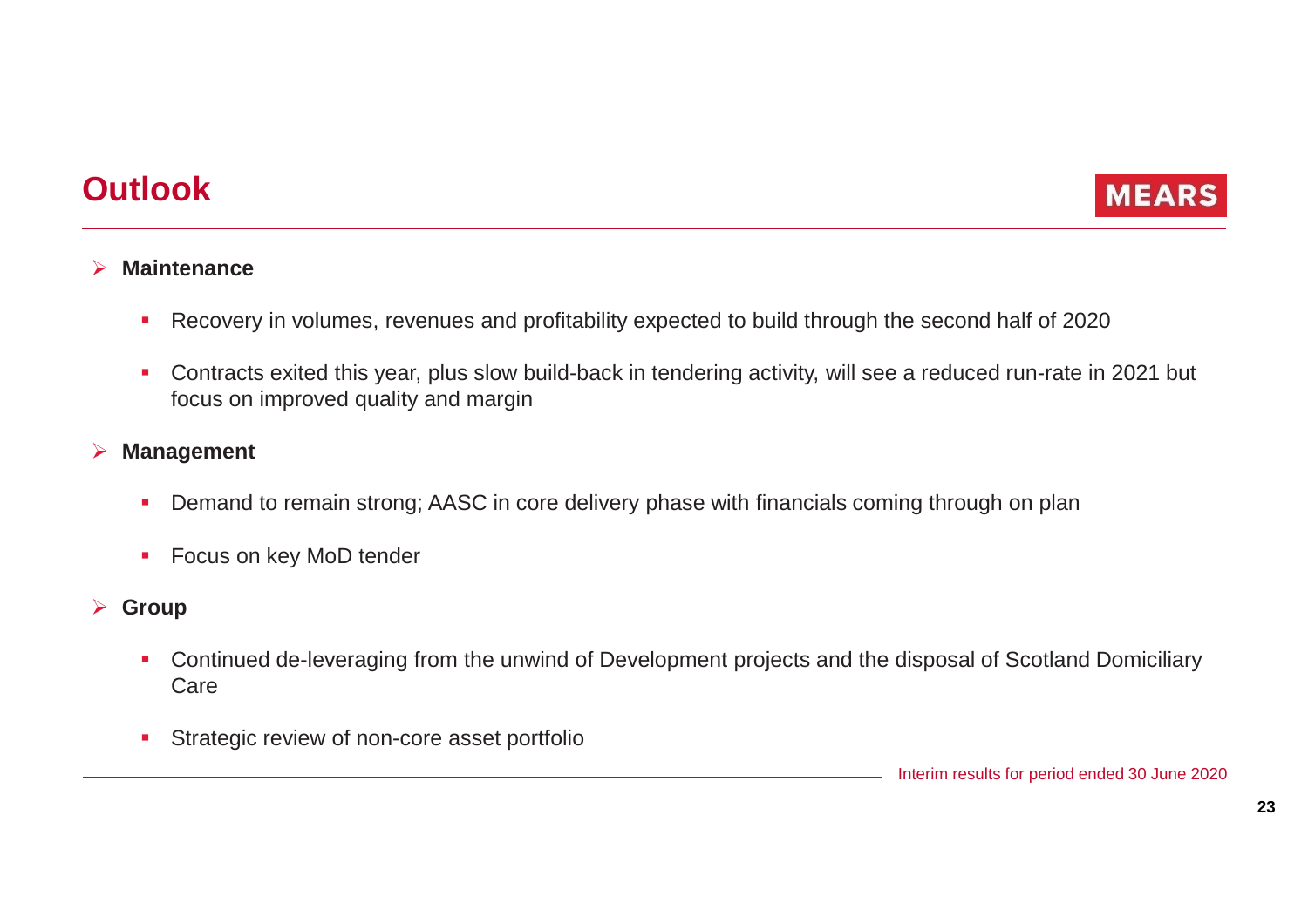# Outlook

- **Maintenance**
  - Recovery in volumes, revenues and profitability expected to build through the second half of 2020
  - Contracts exited this year, plus slow build-back in tendering activity, will see a reduced run-rate in 2021 but focus on improved quality and margin
- **Management**
  - Demand to remain strong; AASC in core delivery phase with financials coming through on plan
  - Focus on key MoD tender
- **Group**
  - Continued de-leveraging from the unwind of Development projects and the disposal of Scotland Domiciliary Care
  - Strategic review of non-core asset portfolio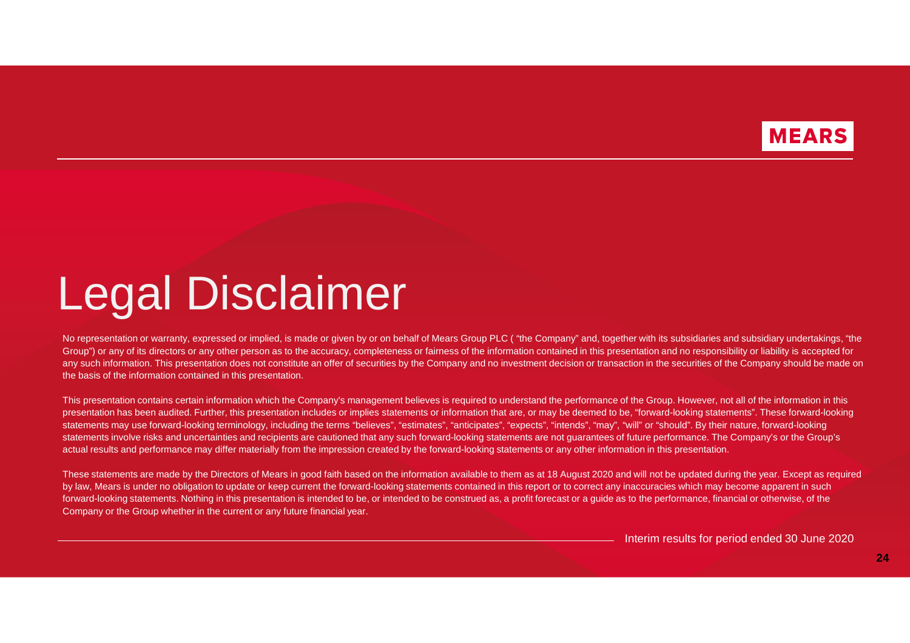# Legal Disclaimer

No representation or warranty, expressed or implied, is made or given by or on behalf of Mears Group PLC ( “the Company” and, together with its subsidiaries and subsidiary undertakings, “the Group”) or any of its directors or any other person as to the accuracy, completeness or fairness of the information contained in this presentation and no responsibility or liability is accepted for any such information. This presentation does not constitute an offer of securities by the Company and no investment decision or transaction in the securities of the Company should be made on the basis of the information contained in this presentation.

This presentation contains certain information which the Company's management believes is required to understand the performance of the Group. However, not all of the information in this presentation has been audited. Further, this presentation includes or implies statements or information that are, or may be deemed to be, “forward-looking statements”. These forward-looking statements may use forward-looking terminology, including the terms “believes”, “estimates”, “anticipates”, “expects”, “intends”, “may”, “will” or “should”. By their nature, forward-looking statements involve risks and uncertainties and recipients are cautioned that any such forward-looking statements are not guarantees of future performance. The Company's or the Group's actual results and performance may differ materially from the impression created by the forward-looking statements or any other information in this presentation.

These statements are made by the Directors of Mears in good faith based on the information available to them as at 18 August 2020 and will not be updated during the year. Except as required by law, Mears is under no obligation to update or keep current the forward-looking statements contained in this report or to correct any inaccuracies which may become apparent in such forward-looking statements. Nothing in this presentation is intended to be, or intended to be construed as, a profit forecast or a guide as to the performance, financial or otherwise, of the Company or the Group whether in the current or any future financial year.